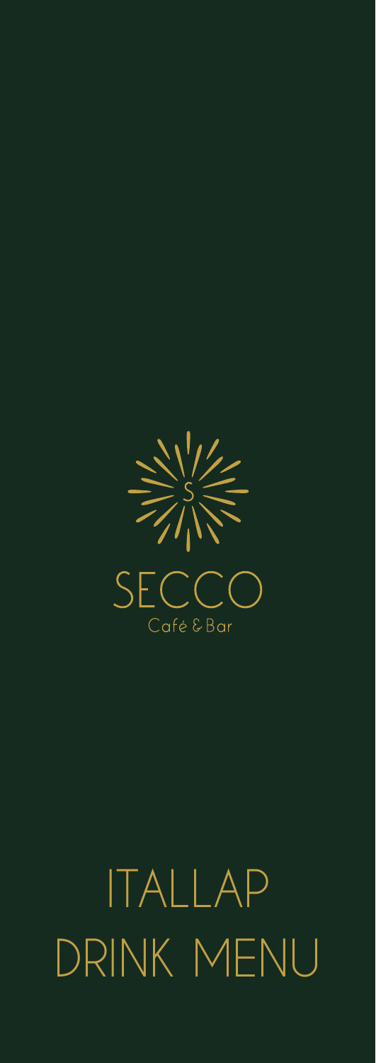S

SECCO

Café & Bar

# ITALLAP
# DRINK MENU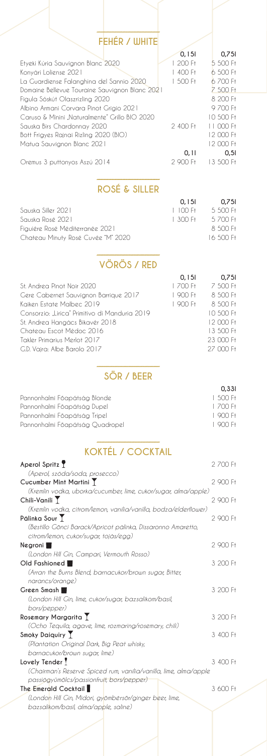## FEHÉR / WHITE

| | 0,15l | 0,75l |
|---|---|---|
| Etyeki Kúria Sauvignon Blanc 2020 | 1 200 Ft | 5 500 Ft |
| Konyári Loliense 2021 | 1 400 Ft | 6 500 Ft |
| La Guardiense Falanghina del Sannio 2020 | 1 500 Ft | 6 700 Ft |
| Domaine Bellevue Touraine Sauvignon Blanc 2021 | | 7 500 Ft |
| Figula Sóskút Olaszrizling 2020 | | 8 200 Ft |
| Albino Armani Corvara Pinot Grigio 2021 | | 9 700 Ft |
| Caruso & Minini „Naturalmente" Grillo BIO 2020 | | 10 500 Ft |
| Sauska Birs Chardonnay 2020 | 2 400 Ft | 11 000 Ft |
| Bott Frigyes Rajnai Rizling 2020 (BIO) | | 12 000 Ft |
| Matua Sauvignon Blanc 2021 | | 12 000 Ft |
| | 0,1l | 0,5l |
| Oremus 3 puttonyos Aszú 2014 | 2 900 Ft | 13 500 Ft |

## ROSÉ & SILLER

| | 0,15l | 0,75l |
|---|---|---|
| Sauska Siller 2021 | 1 100 Ft | 5 500 Ft |
| Sauska Rosé 2021 | 1 300 Ft | 5 700 Ft |
| Figuière Rosé Méditerranée 2021 | | 8 500 Ft |
| Chateau Minuty Rosé Cuvée "M" 2020 | | 16 500 Ft |

## VÖRÖS / RED

| | 0,15l | 0,75l |
|---|---|---|
| St. Andrea Pinot Noir 2020 | 1 700 Ft | 7 500 Ft |
| Gere Cabernet Sauvignon Barrique 2017 | 1 900 Ft | 8 500 Ft |
| Kaiken Estate Malbec 2019 | 1 900 Ft | 8 500 Ft |
| Consorzio: „Lirica" Primitivo di Manduria 2019 | | 10 500 Ft |
| St. Andrea Hangács Bikavér 2018 | | 12 000 Ft |
| Chateau Escot Médoc 2016 | | 13 500 Ft |
| Takler Primarius Merlot 2017 | | 23 000 Ft |
| G.D. Vajra: Albe Barolo 2017 | | 27 000 Ft |

## SÖR / BEER

| | 0,33l |
|---|---|
| Pannonhalmi Főapátság Blonde | 1 500 Ft |
| Pannonhalmi Főapátság Dupel | 1 700 Ft |
| Pannonhalmi Főapátság Tripel | 1 900 Ft |
| Pannonhalmi Főapátság Quadropel | 1 900 Ft |

## KOKTÉL / COCKTAIL

**Aperol Spritz** — 2 700 Ft
*(Aperol, szóda/soda, prosecco)*

**Cucumber Mint Martini** — 2 900 Ft
*(Kremlin vodka, uborka/cucumber, lime, cukor/sugar, alma/apple)*

**Chili-Vanili** — 2 900 Ft
*(Kremlin vodka, citrom/lemon, vanília/vanilla, bodza/elderflower)*

**Pálinka Sour** — 2 900 Ft
*(Bestillo Gönci Barack/Apricot pálinka, Dissaronno Amaretto, citrom/lemon, cukor/sugar, tojás/egg)*

**Negroni** — 2 900 Ft
*(London Hill Gin, Campari, Vermouth Rosso)*

**Old Fashioned** — 3 200 Ft
*(Arran the Burns Blend, barnacukor/brown sugar, Bitter, narancs/orange)*

**Green Smash** — 3 200 Ft
*(London Hill Gin, lime, cukor/sugar, bazsalikom/basil, bors/pepper)*

**Rosemary Margarita** — 3 200 Ft
*(Ocho Tequila, agave, lime, rozmaring/rosemary, chili)*

**Smoky Daiquiry** — 3 400 Ft
*(Plantation Original Dark, Big Peat whisky, barnacukor/brown sugar, lime)*

**Lovely Tender** — 3 400 Ft
*(Chairman's Reserve Spiced rum, vanília/vanilla, lime, alma/apple passiógyümölcs/passionfruit, bors/pepper)*

**The Emerald Cocktail** — 3 600 Ft
*(London Hill Gin, Midori, gyömbérsör/ginger beer, lime, bazsalikom/basil, alma/apple, saline)*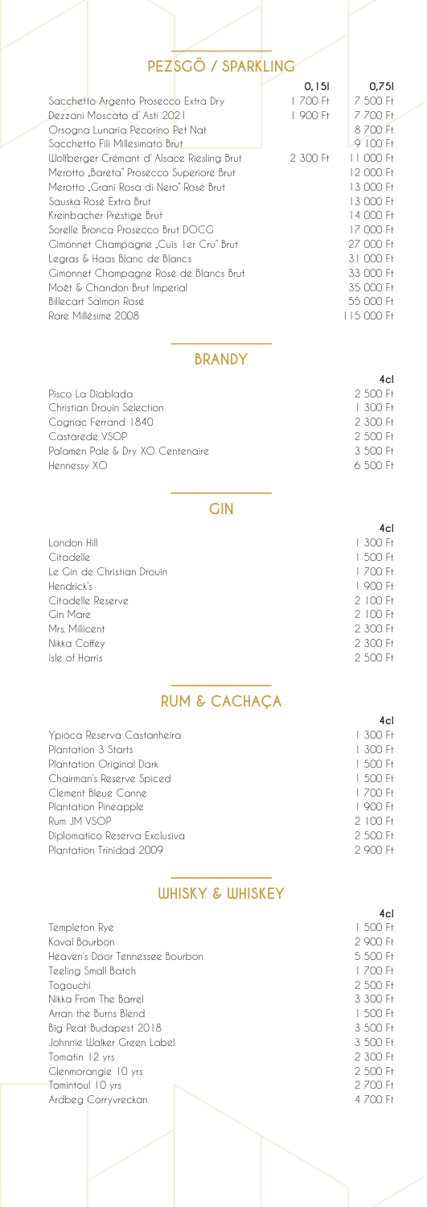## PEZSGŐ / SPARKLING

| | 0,15l | 0,75l |
|---|---|---|
| Sacchetto Argento Prosecco Extra Dry | 1 700 Ft | 7 500 Ft |
| Dezzani Moscato d' Asti 2021 | 1 900 Ft | 7 700 Ft |
| Orsogna Lunaria Pecorino Pet Nat | | 8 700 Ft |
| Sacchetto Fili Millesimato Brut | | 9 100 Ft |
| Wolfberger Crémant d' Alsace Riesling Brut | 2 300 Ft | 11 000 Ft |
| Merotto „Bareta" Prosecco Superiore Brut | | 12 000 Ft |
| Merotto „Grani Rosa di Nero" Rosé Brut | | 13 000 Ft |
| Sauska Rosé Extra Brut | | 13 000 Ft |
| Kreinbacher Prestige Brut | | 14 000 Ft |
| Sorelle Bronca Prosecco Brut DOCG | | 17 000 Ft |
| Gimonnet Champagne „Cuis 1er Cru" Brut | | 27 000 Ft |
| Legras & Haas Blanc de Blancs | | 31 000 Ft |
| Gimonnet Champagne Rosé de Blancs Brut | | 33 000 Ft |
| Moët & Chandon Brut Imperial | | 35 000 Ft |
| Billecart Salmon Rosé | | 55 000 Ft |
| Rare Millésime 2008 | | 115 000 Ft |

## BRANDY

| | 4cl |
|---|---|
| Pisco La Diablada | 2 500 Ft |
| Christian Drouin Selection | 1 300 Ft |
| Cognac Ferrand 1840 | 2 300 Ft |
| Castarede VSOP | 2 500 Ft |
| Palamen Pale & Dry XO Centenaire | 3 500 Ft |
| Hennessy XO | 6 500 Ft |

## GIN

| | 4cl |
|---|---|
| London Hill | 1 300 Ft |
| Citadelle | 1 500 Ft |
| Le Gin de Christian Drouin | 1 700 Ft |
| Hendrick's | 1 900 Ft |
| Citadelle Reserve | 2 100 Ft |
| Gin Mare | 2 100 Ft |
| Mrs. Millicent | 2 300 Ft |
| Nikka Coffey | 2 300 Ft |
| Isle of Harris | 2 500 Ft |

## RUM & CACHAÇA

| | 4cl |
|---|---|
| Ypióca Reserva Castanheira | 1 300 Ft |
| Plantation 3 Starts | 1 300 Ft |
| Plantation Original Dark | 1 500 Ft |
| Chairman's Reserve Spiced | 1 500 Ft |
| Clement Bleue Canne | 1 700 Ft |
| Plantation Pineapple | 1 900 Ft |
| Rum JM VSOP | 2 100 Ft |
| Diplomatico Reserva Exclusiva | 2 500 Ft |
| Plantation Trinidad 2009 | 2 900 Ft |

## WHISKY & WHISKEY

| | 4cl |
|---|---|
| Templeton Rye | 1 500 Ft |
| Koval Bourbon | 2 900 Ft |
| Heaven's Door Tennessee Bourbon | 5 500 Ft |
| Teeling Small Batch | 1 700 Ft |
| Togouchi | 2 500 Ft |
| Nikka From The Barrel | 3 300 Ft |
| Arran the Burns Blend | 1 500 Ft |
| Big Peat Budapest 2018 | 3 500 Ft |
| Johnnie Walker Green Label | 3 500 Ft |
| Tomatin 12 yrs | 2 300 Ft |
| Glenmorangie 10 yrs | 2 500 Ft |
| Tomintoul 10 yrs | 2 700 Ft |
| Ardbeg Corryvreckan | 4 700 Ft |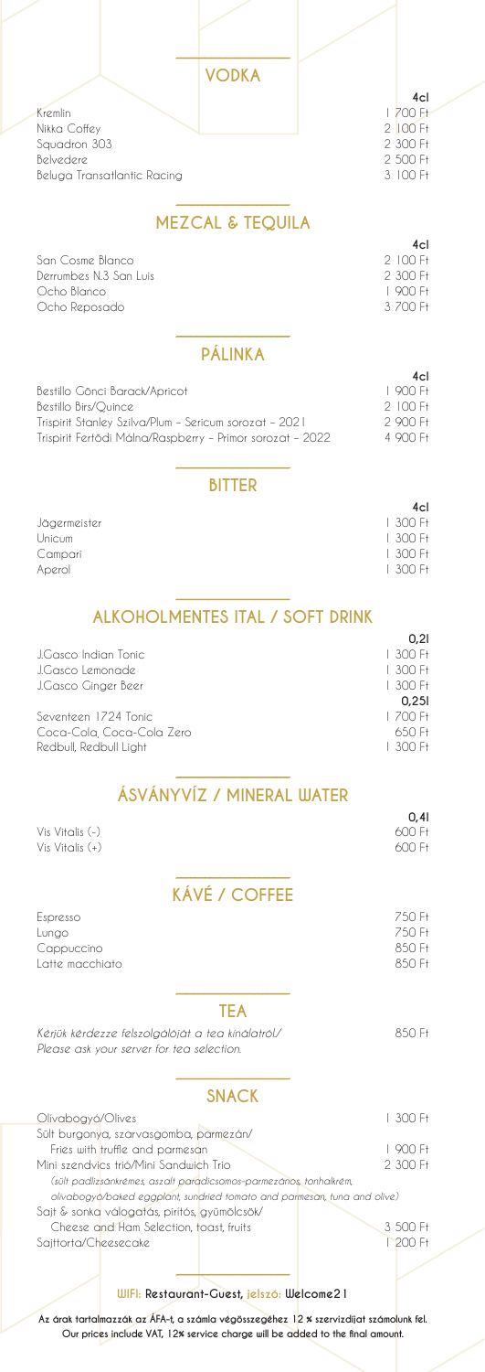## VODKA

| | 4cl |
|---|---|
| Kremlin | 1 700 Ft |
| Nikka Coffey | 2 100 Ft |
| Squadron 303 | 2 300 Ft |
| Belvedere | 2 500 Ft |
| Beluga Transatlantic Racing | 3 100 Ft |

## MEZCAL & TEQUILA

| | 4cl |
|---|---|
| San Cosme Blanco | 2 100 Ft |
| Derrumbes N.3 San Luis | 2 300 Ft |
| Ocho Blanco | 1 900 Ft |
| Ocho Reposado | 3 700 Ft |

## PÁLINKA

| | 4cl |
|---|---|
| Bestillo Gönci Barack/Apricot | 1 900 Ft |
| Bestillo Birs/Quince | 2 100 Ft |
| Trispirit Stanley Szilva/Plum – Sericum sorozat – 2021 | 2 900 Ft |
| Trispirit Fertődi Málna/Raspberry – Primor sorozat – 2022 | 4 900 Ft |

## BITTER

| | 4cl |
|---|---|
| Jägermeister | 1 300 Ft |
| Unicum | 1 300 Ft |
| Campari | 1 300 Ft |
| Aperol | 1 300 Ft |

## ALKOHOLMENTES ITAL / SOFT DRINK

| | 0,2l |
|---|---|
| J.Gasco Indian Tonic | 1 300 Ft |
| J.Gasco Lemonade | 1 300 Ft |
| J.Gasco Ginger Beer | 1 300 Ft |
| | 0,25l |
| Seventeen 1724 Tonic | 1 700 Ft |
| Coca-Cola, Coca-Cola Zero | 650 Ft |
| Redbull, Redbull Light | 1 300 Ft |

## ÁSVÁNYVÍZ / MINERAL WATER

| | 0,4l |
|---|---|
| Vis Vitalis (-) | 600 Ft |
| Vis Vitalis (+) | 600 Ft |

## KÁVÉ / COFFEE

| | |
|---|---|
| Espresso | 750 Ft |
| Lungo | 750 Ft |
| Cappuccino | 850 Ft |
| Latte macchiato | 850 Ft |

## TEA

*Kérjük kérdezze felszolgálóját a tea kínálatról/*
*Please ask your server for tea selection.* — 850 Ft

## SNACK

| | |
|---|---|
| Olivabogyó/Olives | 1 300 Ft |
| Sült burgonya, szarvasgomba, parmezán/ Fries with truffle and parmesan | 1 900 Ft |
| Mini szendvics trió/Mini Sandwich Trio *(sült padlizsánkrémes, aszalt paradicsomos-parmezános, tonhalkrém, olivabogyó/baked eggplant, sundried tomato and parmesan, tuna and olive)* | 2 300 Ft |
| Sajt & sonka válogatás, pirítós, gyümölcsök/ Cheese and Ham Selection, toast, fruits | 3 500 Ft |
| Sajttorta/Cheesecake | 1 200 Ft |

**WIFI: Restaurant-Guest, jelszó: Welcome21**

**Az árak tartalmazzák az ÁFA-t, a számla végösszegéhez 12 % szervízdíjat számolunk fel.**
**Our prices include VAT, 12% service charge will be added to the final amount.**